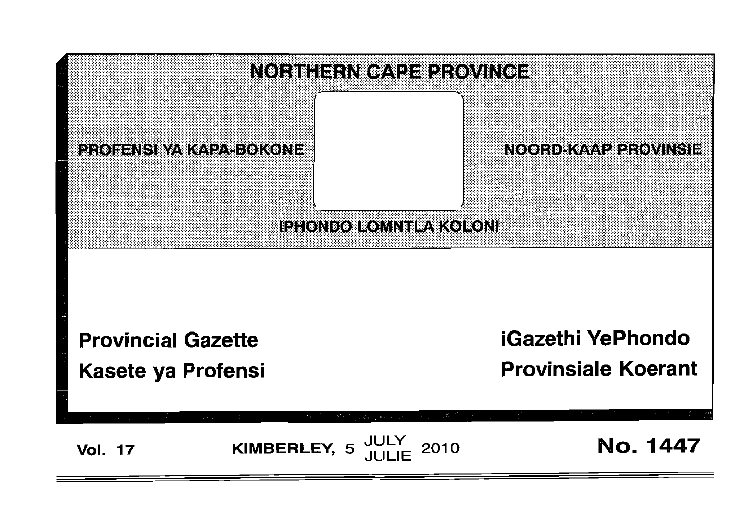# NORTHERN CAPE PROVINCE

PROFENSI YA KAPA-BOKONE

NOORD-KAAP PROVINSIE

IPHONDO LOMNTLA KOLONI

**Provincial Gazette**

**Kasete ya Profensi**

**iGazethi YePhondo**

**Provinsiale Koerant**

**Vol. 17** **KIMBERLEY, 5 JULY JULIE 2010** **No. 1447**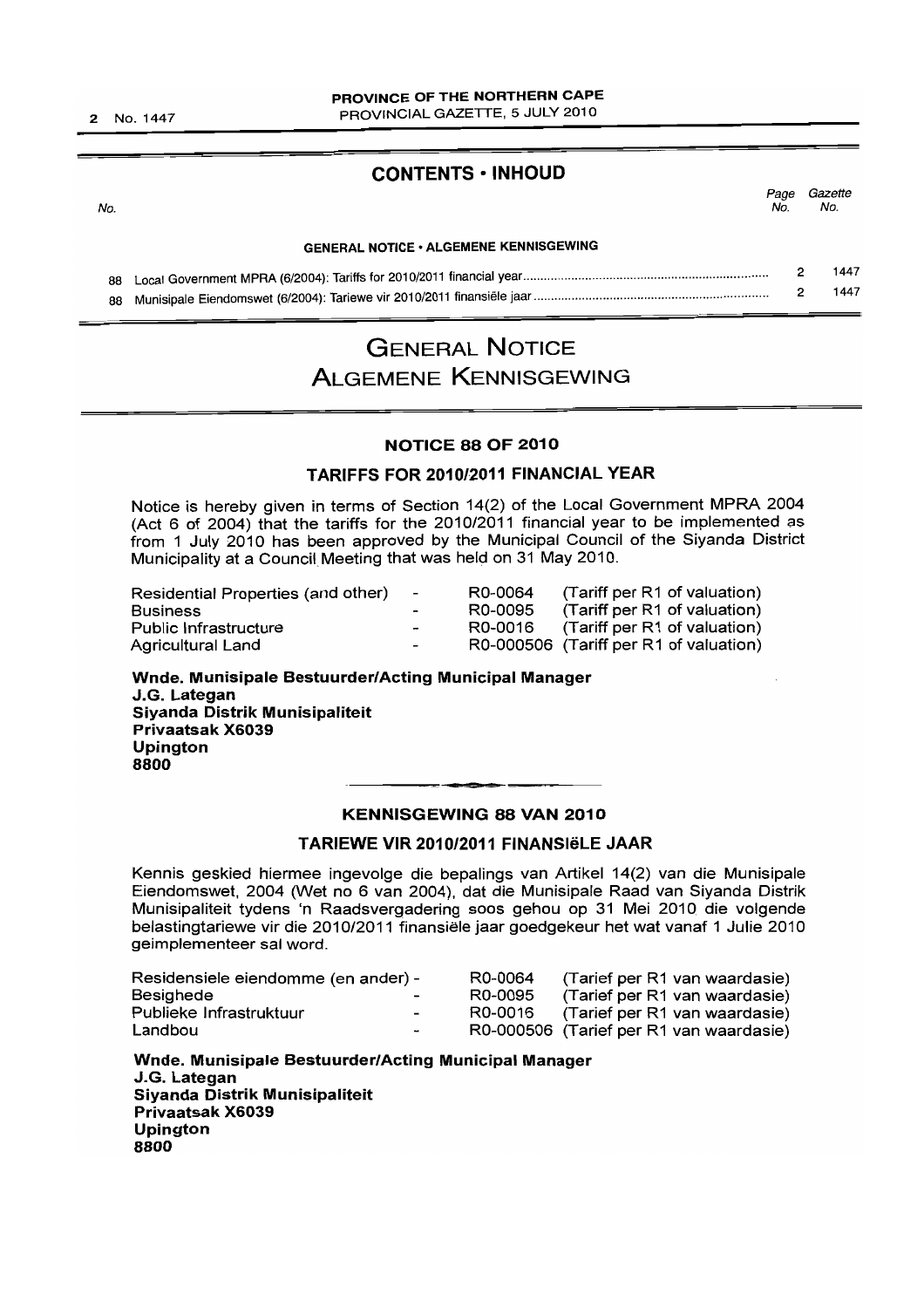## CONTENTS • INHOUD

| No. | | Page No. | Gazette No. |
|---|---|---|---|
| | **GENERAL NOTICE • ALGEMENE KENNISGEWING** | | |
| 88 | Local Government MPRA (6/2004): Tariffs for 2010/2011 financial year | 2 | 1447 |
| 88 | Munisipale Eiendomswet (6/2004): Tariewe vir 2010/2011 finansiële jaar | 2 | 1447 |

# GENERAL NOTICE
# ALGEMENE KENNISGEWING

### NOTICE 88 OF 2010

### TARIFFS FOR 2010/2011 FINANCIAL YEAR

Notice is hereby given in terms of Section 14(2) of the Local Government MPRA 2004 (Act 6 of 2004) that the tariffs for the 2010/2011 financial year to be implemented as from 1 July 2010 has been approved by the Municipal Council of the Siyanda District Municipality at a Council Meeting that was held on 31 May 2010.

| | | | |
|---|---|---|---|
| Residential Properties (and other) | - | R0-0064 | (Tariff per R1 of valuation) |
| Business | - | R0-0095 | (Tariff per R1 of valuation) |
| Public Infrastructure | - | R0-0016 | (Tariff per R1 of valuation) |
| Agricultural Land | - | R0-000506 | (Tariff per R1 of valuation) |

**Wnde. Munisipale Bestuurder/Acting Municipal Manager**
**J.G. Lategan**
**Siyanda Distrik Munisipaliteit**
**Privaatsak X6039**
**Upington**
**8800**

### KENNISGEWING 88 VAN 2010

### TARIEWE VIR 2010/2011 FINANSIëLE JAAR

Kennis geskied hiermee ingevolge die bepalings van Artikel 14(2) van die Munisipale Eiendomswet, 2004 (Wet no 6 van 2004), dat die Munisipale Raad van Siyanda Distrik Munisipaliteit tydens 'n Raadsvergadering soos gehou op 31 Mei 2010 die volgende belastingtariewe vir die 2010/2011 finansiële jaar goedgekeur het wat vanaf 1 Julie 2010 geimplementeer sal word.

| | | | |
|---|---|---|---|
| Residensiele eiendomme (en ander) | - | R0-0064 | (Tarief per R1 van waardasie) |
| Besighede | - | R0-0095 | (Tarief per R1 van waardasie) |
| Publieke Infrastruktuur | - | R0-0016 | (Tarief per R1 van waardasie) |
| Landbou | - | R0-000506 | (Tarief per R1 van waardasie) |

**Wnde. Munisipale Bestuurder/Acting Municipal Manager**
**J.G. Lategan**
**Siyanda Distrik Munisipaliteit**
**Privaatsak X6039**
**Upington**
**8800**